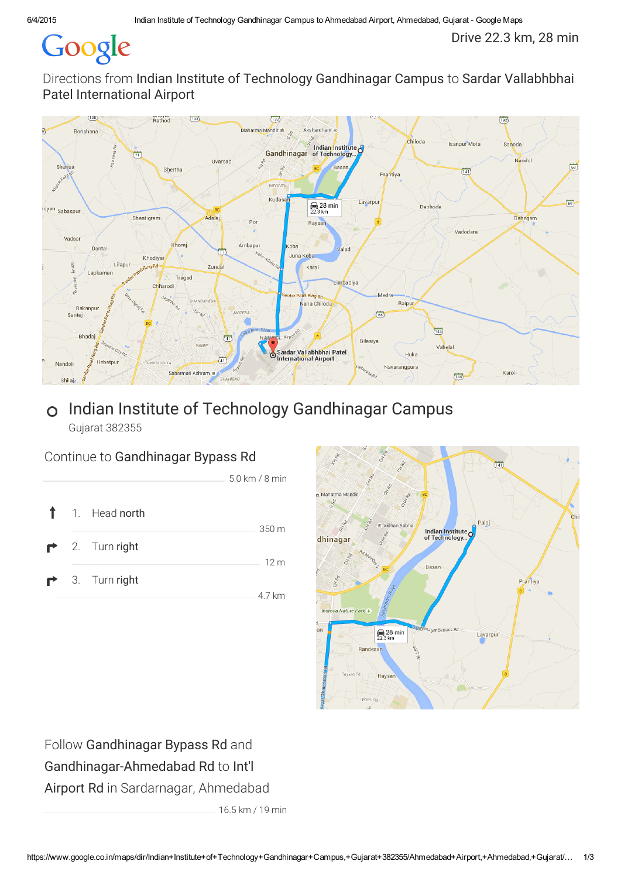Google

Drive 22.3 km, 28 min

Directions from **Indian Institute of Technology Gandhinagar Campus** to **Sardar Vallabhbhai Patel International Airport**

# Indian Institute of Technology Gandhinagar Campus

Gujarat 382355

Continue to **Gandhinagar Bypass Rd**

5.0 km / 8 min

1. Head **north**

   350 m

2. Turn **right**

   12 m

3. Turn **right**

   4.7 km

Follow **Gandhinagar Bypass Rd** and **Gandhinagar-Ahmedabad Rd** to **Int'l Airport Rd** in Sardarnagar, Ahmedabad

16.5 km / 19 min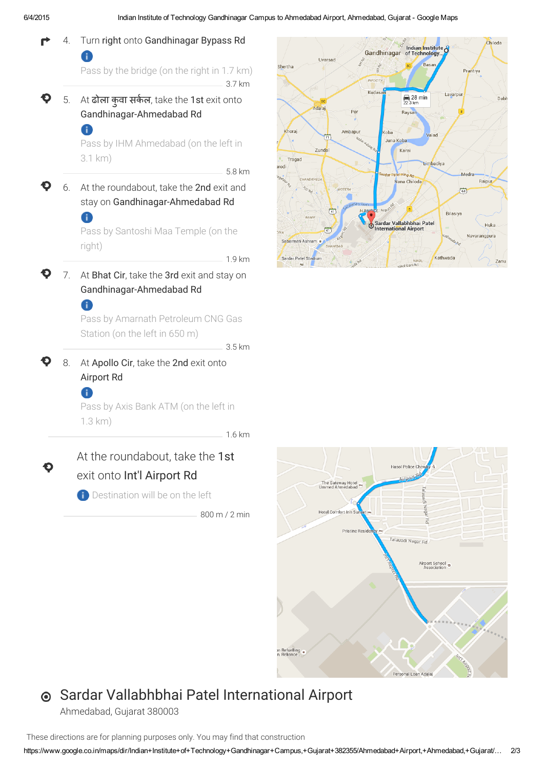4. Turn **right** onto **Gandhinagar Bypass Rd**

   Pass by the bridge (on the right in 1.7 km)

   3.7 km

5. At **ढोला कुवा सर्कल**, take the **1st** exit onto **Gandhinagar-Ahmedabad Rd**

   Pass by IHM Ahmedabad (on the left in 3.1 km)

   5.8 km

6. At the roundabout, take the **2nd** exit and stay on **Gandhinagar-Ahmedabad Rd**

   Pass by Santoshi Maa Temple (on the right)

   1.9 km

7. At **Bhat Cir**, take the **3rd** exit and stay on **Gandhinagar-Ahmedabad Rd**

   Pass by Amarnath Petroleum CNG Gas Station (on the left in 650 m)

   3.5 km

8. At **Apollo Cir**, take the **2nd** exit onto **Airport Rd**

   Pass by Axis Bank ATM (on the left in 1.3 km)

   1.6 km

At the roundabout, take the **1st** exit onto **Int'l Airport Rd**

Destination will be on the left

800 m / 2 min

# Sardar Vallabhbhai Patel International Airport

Ahmedabad, Gujarat 380003

These directions are for planning purposes only. You may find that construction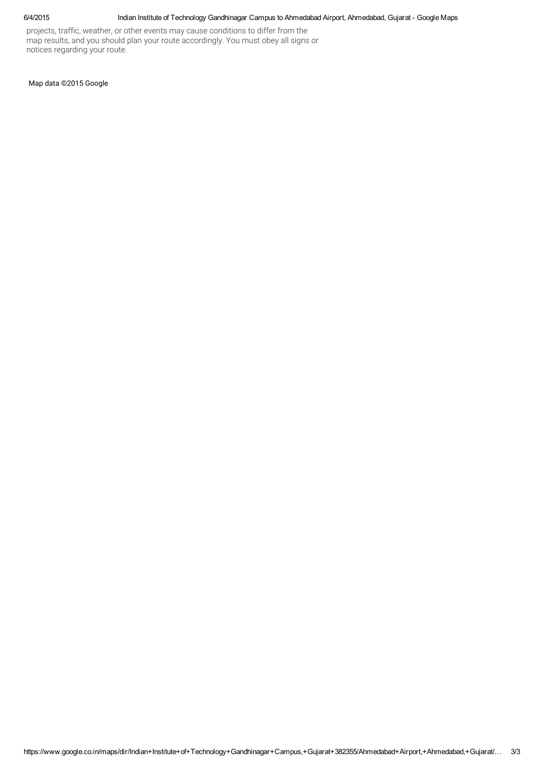projects, traffic, weather, or other events may cause conditions to differ from the map results, and you should plan your route accordingly. You must obey all signs or notices regarding your route.

Map data ©2015 Google